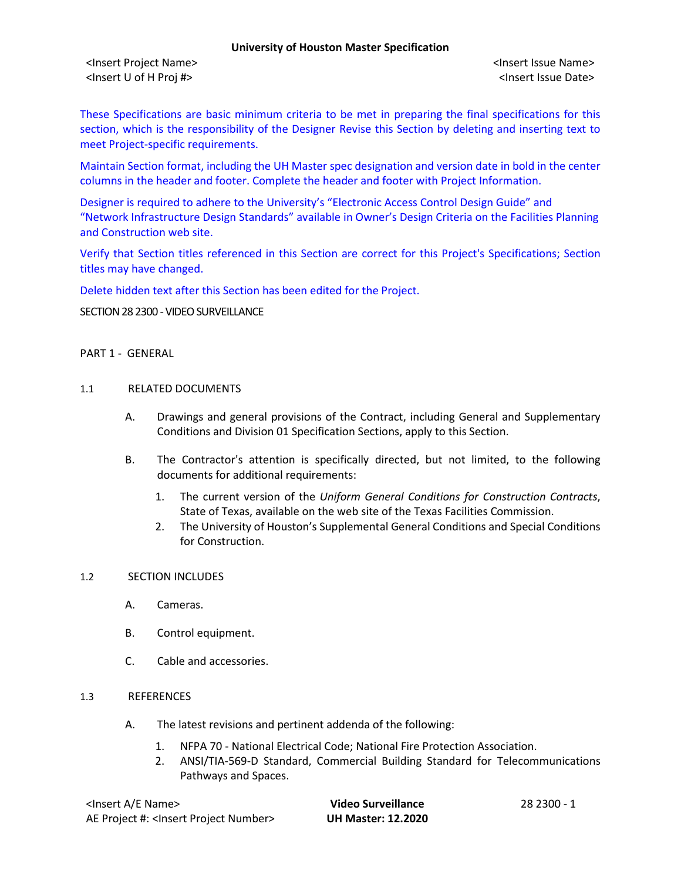These Specifications are basic minimum criteria to be met in preparing the final specifications for this section, which is the responsibility of the Designer Revise this Section by deleting and inserting text to meet Project-specific requirements.

Maintain Section format, including the UH Master spec designation and version date in bold in the center columns in the header and footer. Complete the header and footer with Project Information.

Designer is required to adhere to the University's "Electronic Access Control Design Guide" and "Network Infrastructure Design Standards" available in Owner's Design Criteria on the Facilities Planning and Construction web site.

Verify that Section titles referenced in this Section are correct for this Project's Specifications; Section titles may have changed.

Delete hidden text after this Section has been edited for the Project.

# SECTION 28 2300 - VIDEO SURVEILLANCE

## PART 1 - GENERAL

### 1.1 RELATED DOCUMENTS

A. Drawings and general provisions of the Contract, including General and Supplementary Conditions and Division 01 Specification Sections, apply to this Section.

B. The Contractor's attention is specifically directed, but not limited, to the following documents for additional requirements:

1. The current version of the *Uniform General Conditions for Construction Contracts*, State of Texas, available on the web site of the Texas Facilities Commission.
2. The University of Houston's Supplemental General Conditions and Special Conditions for Construction.

### 1.2 SECTION INCLUDES

A. Cameras.

B. Control equipment.

C. Cable and accessories.

### 1.3 REFERENCES

A. The latest revisions and pertinent addenda of the following:

1. NFPA 70 - National Electrical Code; National Fire Protection Association.
2. ANSI/TIA-569-D Standard, Commercial Building Standard for Telecommunications Pathways and Spaces.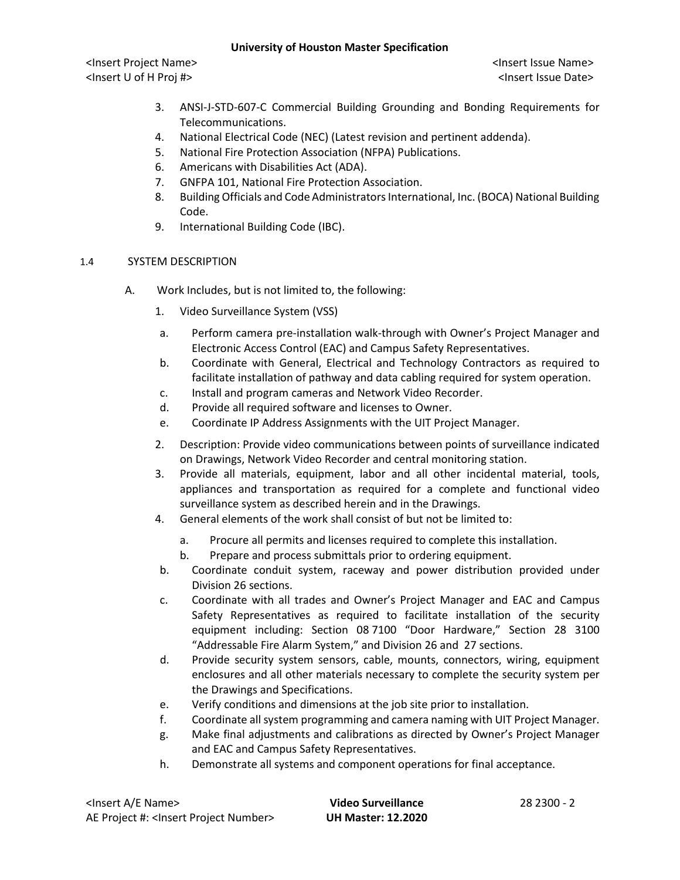3. ANSI-J-STD-607-C Commercial Building Grounding and Bonding Requirements for Telecommunications.
4. National Electrical Code (NEC) (Latest revision and pertinent addenda).
5. National Fire Protection Association (NFPA) Publications.
6. Americans with Disabilities Act (ADA).
7. GNFPA 101, National Fire Protection Association.
8. Building Officials and Code Administrators International, Inc. (BOCA) National Building Code.
9. International Building Code (IBC).

## 1.4 SYSTEM DESCRIPTION

A. Work Includes, but is not limited to, the following:

1. Video Surveillance System (VSS)
   a. Perform camera pre-installation walk-through with Owner's Project Manager and Electronic Access Control (EAC) and Campus Safety Representatives.
   b. Coordinate with General, Electrical and Technology Contractors as required to facilitate installation of pathway and data cabling required for system operation.
   c. Install and program cameras and Network Video Recorder.
   d. Provide all required software and licenses to Owner.
   e. Coordinate IP Address Assignments with the UIT Project Manager.
2. Description: Provide video communications between points of surveillance indicated on Drawings, Network Video Recorder and central monitoring station.
3. Provide all materials, equipment, labor and all other incidental material, tools, appliances and transportation as required for a complete and functional video surveillance system as described herein and in the Drawings.
4. General elements of the work shall consist of but not be limited to:
   a. Procure all permits and licenses required to complete this installation.
   b. Prepare and process submittals prior to ordering equipment.
   b. Coordinate conduit system, raceway and power distribution provided under Division 26 sections.
   c. Coordinate with all trades and Owner's Project Manager and EAC and Campus Safety Representatives as required to facilitate installation of the security equipment including: Section 08 7100 "Door Hardware," Section 28 3100 "Addressable Fire Alarm System," and Division 26 and 27 sections.
   d. Provide security system sensors, cable, mounts, connectors, wiring, equipment enclosures and all other materials necessary to complete the security system per the Drawings and Specifications.
   e. Verify conditions and dimensions at the job site prior to installation.
   f. Coordinate all system programming and camera naming with UIT Project Manager.
   g. Make final adjustments and calibrations as directed by Owner's Project Manager and EAC and Campus Safety Representatives.
   h. Demonstrate all systems and component operations for final acceptance.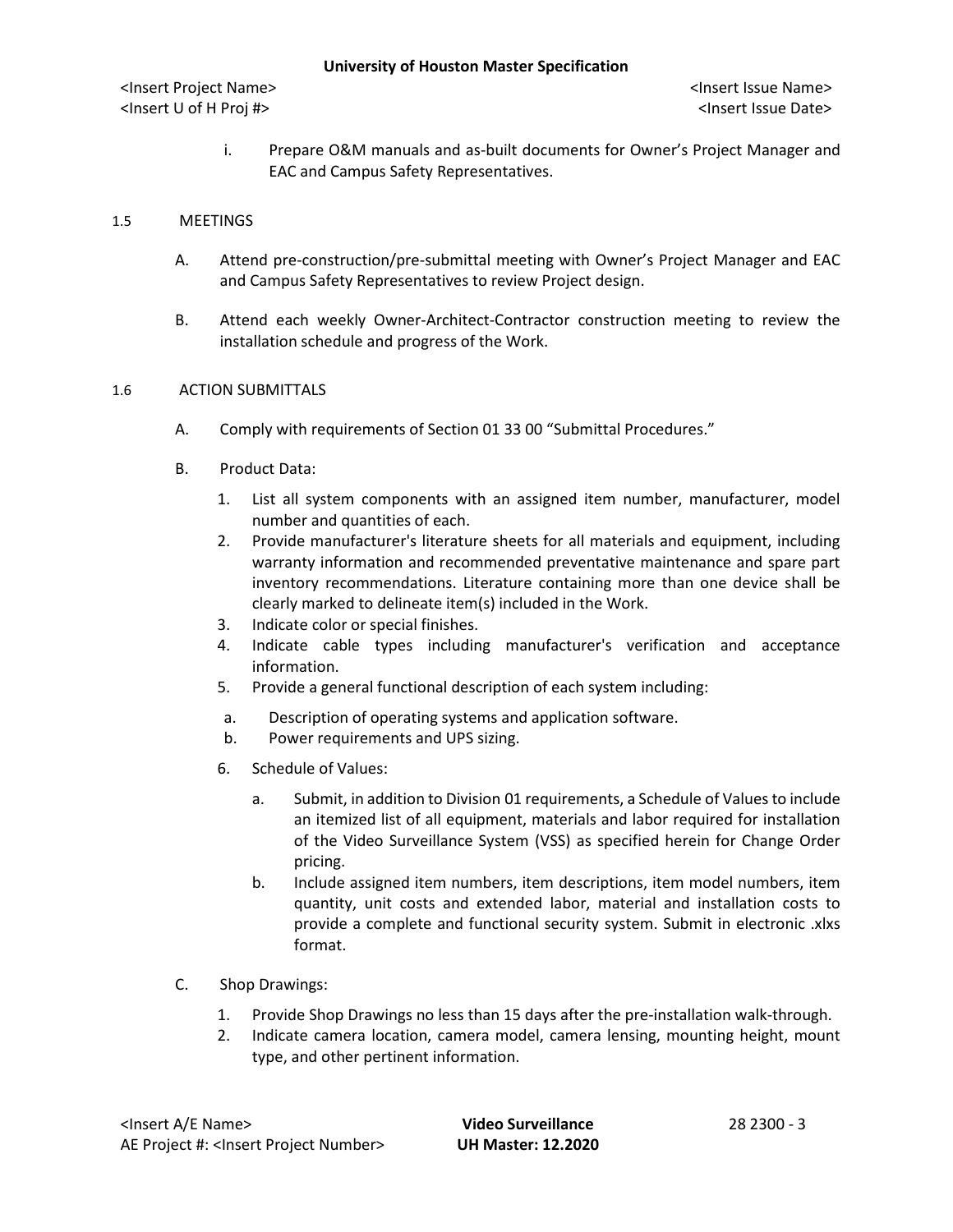i. Prepare O&M manuals and as-built documents for Owner's Project Manager and EAC and Campus Safety Representatives.

1.5 MEETINGS

A. Attend pre-construction/pre-submittal meeting with Owner's Project Manager and EAC and Campus Safety Representatives to review Project design.

B. Attend each weekly Owner-Architect-Contractor construction meeting to review the installation schedule and progress of the Work.

1.6 ACTION SUBMITTALS

A. Comply with requirements of Section 01 33 00 "Submittal Procedures."

B. Product Data:

1. List all system components with an assigned item number, manufacturer, model number and quantities of each.
2. Provide manufacturer's literature sheets for all materials and equipment, including warranty information and recommended preventative maintenance and spare part inventory recommendations. Literature containing more than one device shall be clearly marked to delineate item(s) included in the Work.
3. Indicate color or special finishes.
4. Indicate cable types including manufacturer's verification and acceptance information.
5. Provide a general functional description of each system including:
   a. Description of operating systems and application software.
   b. Power requirements and UPS sizing.
6. Schedule of Values:
   a. Submit, in addition to Division 01 requirements, a Schedule of Values to include an itemized list of all equipment, materials and labor required for installation of the Video Surveillance System (VSS) as specified herein for Change Order pricing.
   b. Include assigned item numbers, item descriptions, item model numbers, item quantity, unit costs and extended labor, material and installation costs to provide a complete and functional security system. Submit in electronic .xlxs format.

C. Shop Drawings:

1. Provide Shop Drawings no less than 15 days after the pre-installation walk-through.
2. Indicate camera location, camera model, camera lensing, mounting height, mount type, and other pertinent information.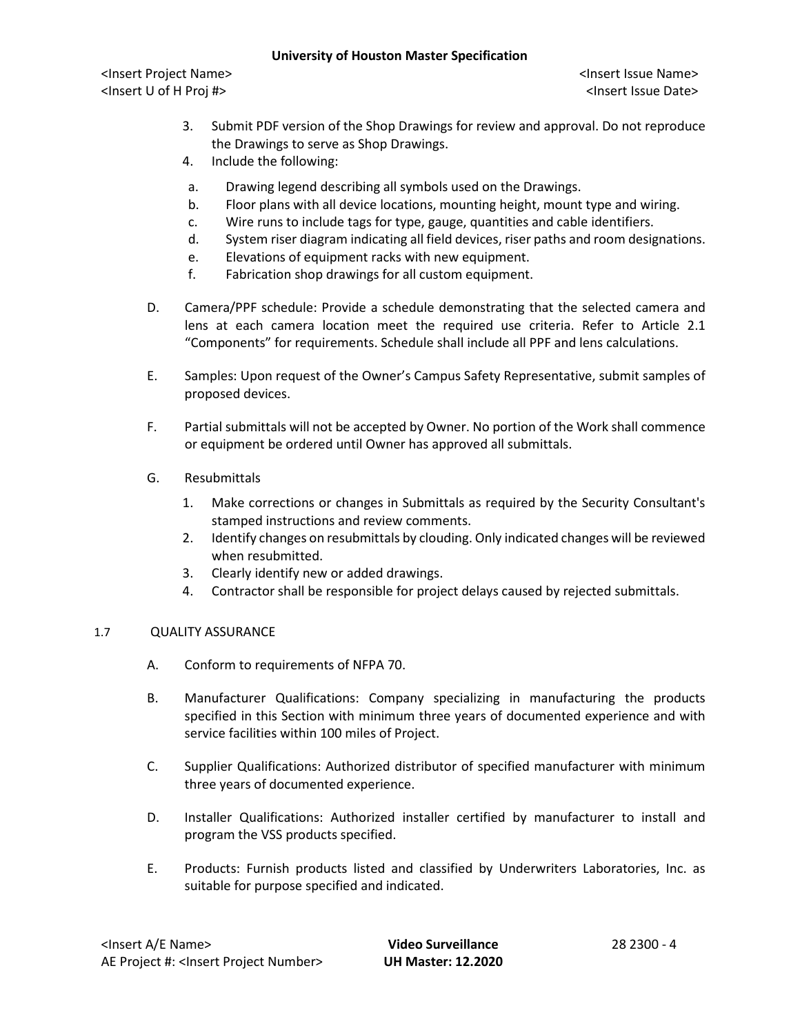3. Submit PDF version of the Shop Drawings for review and approval. Do not reproduce the Drawings to serve as Shop Drawings.
4. Include the following:
   a. Drawing legend describing all symbols used on the Drawings.
   b. Floor plans with all device locations, mounting height, mount type and wiring.
   c. Wire runs to include tags for type, gauge, quantities and cable identifiers.
   d. System riser diagram indicating all field devices, riser paths and room designations.
   e. Elevations of equipment racks with new equipment.
   f. Fabrication shop drawings for all custom equipment.

D. Camera/PPF schedule: Provide a schedule demonstrating that the selected camera and lens at each camera location meet the required use criteria. Refer to Article 2.1 “Components” for requirements. Schedule shall include all PPF and lens calculations.

E. Samples: Upon request of the Owner’s Campus Safety Representative, submit samples of proposed devices.

F. Partial submittals will not be accepted by Owner. No portion of the Work shall commence or equipment be ordered until Owner has approved all submittals.

G. Resubmittals
   1. Make corrections or changes in Submittals as required by the Security Consultant's stamped instructions and review comments.
   2. Identify changes on resubmittals by clouding. Only indicated changes will be reviewed when resubmitted.
   3. Clearly identify new or added drawings.
   4. Contractor shall be responsible for project delays caused by rejected submittals.

## 1.7 QUALITY ASSURANCE

A. Conform to requirements of NFPA 70.

B. Manufacturer Qualifications: Company specializing in manufacturing the products specified in this Section with minimum three years of documented experience and with service facilities within 100 miles of Project.

C. Supplier Qualifications: Authorized distributor of specified manufacturer with minimum three years of documented experience.

D. Installer Qualifications: Authorized installer certified by manufacturer to install and program the VSS products specified.

E. Products: Furnish products listed and classified by Underwriters Laboratories, Inc. as suitable for purpose specified and indicated.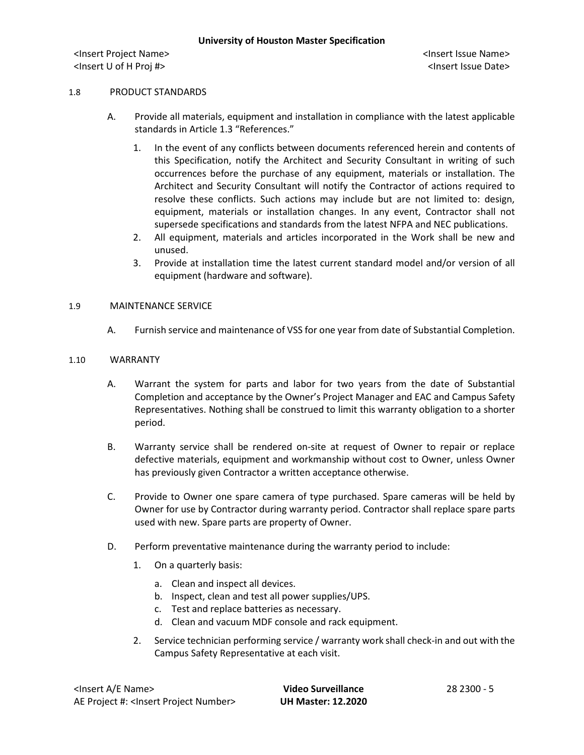## 1.8 PRODUCT STANDARDS

A. Provide all materials, equipment and installation in compliance with the latest applicable standards in Article 1.3 "References."

1. In the event of any conflicts between documents referenced herein and contents of this Specification, notify the Architect and Security Consultant in writing of such occurrences before the purchase of any equipment, materials or installation. The Architect and Security Consultant will notify the Contractor of actions required to resolve these conflicts. Such actions may include but are not limited to: design, equipment, materials or installation changes. In any event, Contractor shall not supersede specifications and standards from the latest NFPA and NEC publications.
2. All equipment, materials and articles incorporated in the Work shall be new and unused.
3. Provide at installation time the latest current standard model and/or version of all equipment (hardware and software).

## 1.9 MAINTENANCE SERVICE

A. Furnish service and maintenance of VSS for one year from date of Substantial Completion.

## 1.10 WARRANTY

A. Warrant the system for parts and labor for two years from the date of Substantial Completion and acceptance by the Owner's Project Manager and EAC and Campus Safety Representatives. Nothing shall be construed to limit this warranty obligation to a shorter period.

B. Warranty service shall be rendered on-site at request of Owner to repair or replace defective materials, equipment and workmanship without cost to Owner, unless Owner has previously given Contractor a written acceptance otherwise.

C. Provide to Owner one spare camera of type purchased. Spare cameras will be held by Owner for use by Contractor during warranty period. Contractor shall replace spare parts used with new. Spare parts are property of Owner.

D. Perform preventative maintenance during the warranty period to include:

1. On a quarterly basis:
    a. Clean and inspect all devices.
    b. Inspect, clean and test all power supplies/UPS.
    c. Test and replace batteries as necessary.
    d. Clean and vacuum MDF console and rack equipment.
2. Service technician performing service / warranty work shall check-in and out with the Campus Safety Representative at each visit.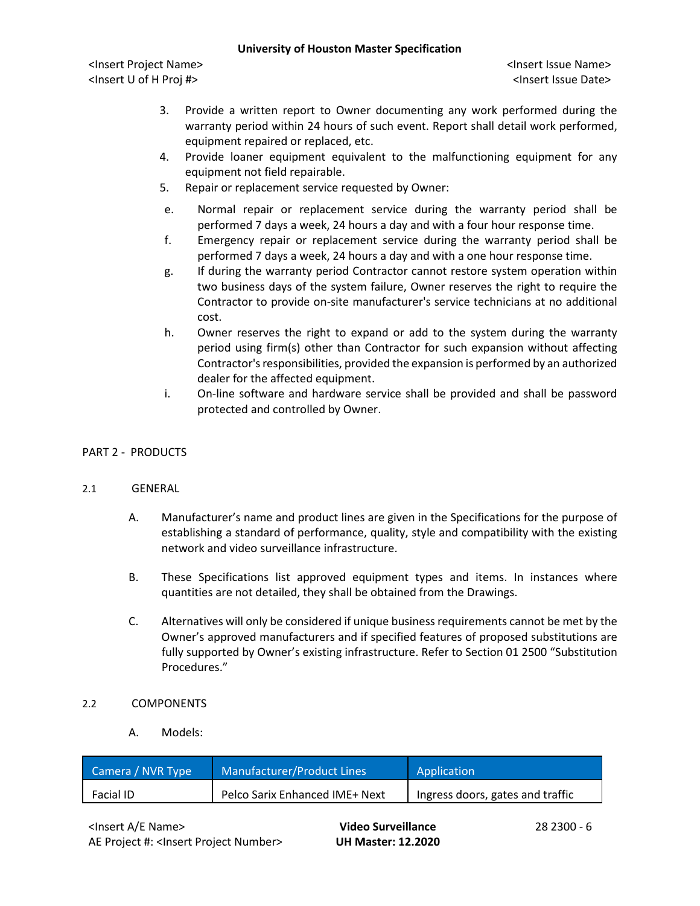3. Provide a written report to Owner documenting any work performed during the warranty period within 24 hours of such event. Report shall detail work performed, equipment repaired or replaced, etc.
4. Provide loaner equipment equivalent to the malfunctioning equipment for any equipment not field repairable.
5. Repair or replacement service requested by Owner:

   e. Normal repair or replacement service during the warranty period shall be performed 7 days a week, 24 hours a day and with a four hour response time.

   f. Emergency repair or replacement service during the warranty period shall be performed 7 days a week, 24 hours a day and with a one hour response time.

   g. If during the warranty period Contractor cannot restore system operation within two business days of the system failure, Owner reserves the right to require the Contractor to provide on-site manufacturer's service technicians at no additional cost.

   h. Owner reserves the right to expand or add to the system during the warranty period using firm(s) other than Contractor for such expansion without affecting Contractor's responsibilities, provided the expansion is performed by an authorized dealer for the affected equipment.

   i. On-line software and hardware service shall be provided and shall be password protected and controlled by Owner.

## PART 2 - PRODUCTS

### 2.1 GENERAL

A. Manufacturer's name and product lines are given in the Specifications for the purpose of establishing a standard of performance, quality, style and compatibility with the existing network and video surveillance infrastructure.

B. These Specifications list approved equipment types and items. In instances where quantities are not detailed, they shall be obtained from the Drawings.

C. Alternatives will only be considered if unique business requirements cannot be met by the Owner's approved manufacturers and if specified features of proposed substitutions are fully supported by Owner's existing infrastructure. Refer to Section 01 2500 "Substitution Procedures."

### 2.2 COMPONENTS

A. Models:

| Camera / NVR Type | Manufacturer/Product Lines | Application |
| --- | --- | --- |
| Facial ID | Pelco Sarix Enhanced IME+ Next | Ingress doors, gates and traffic |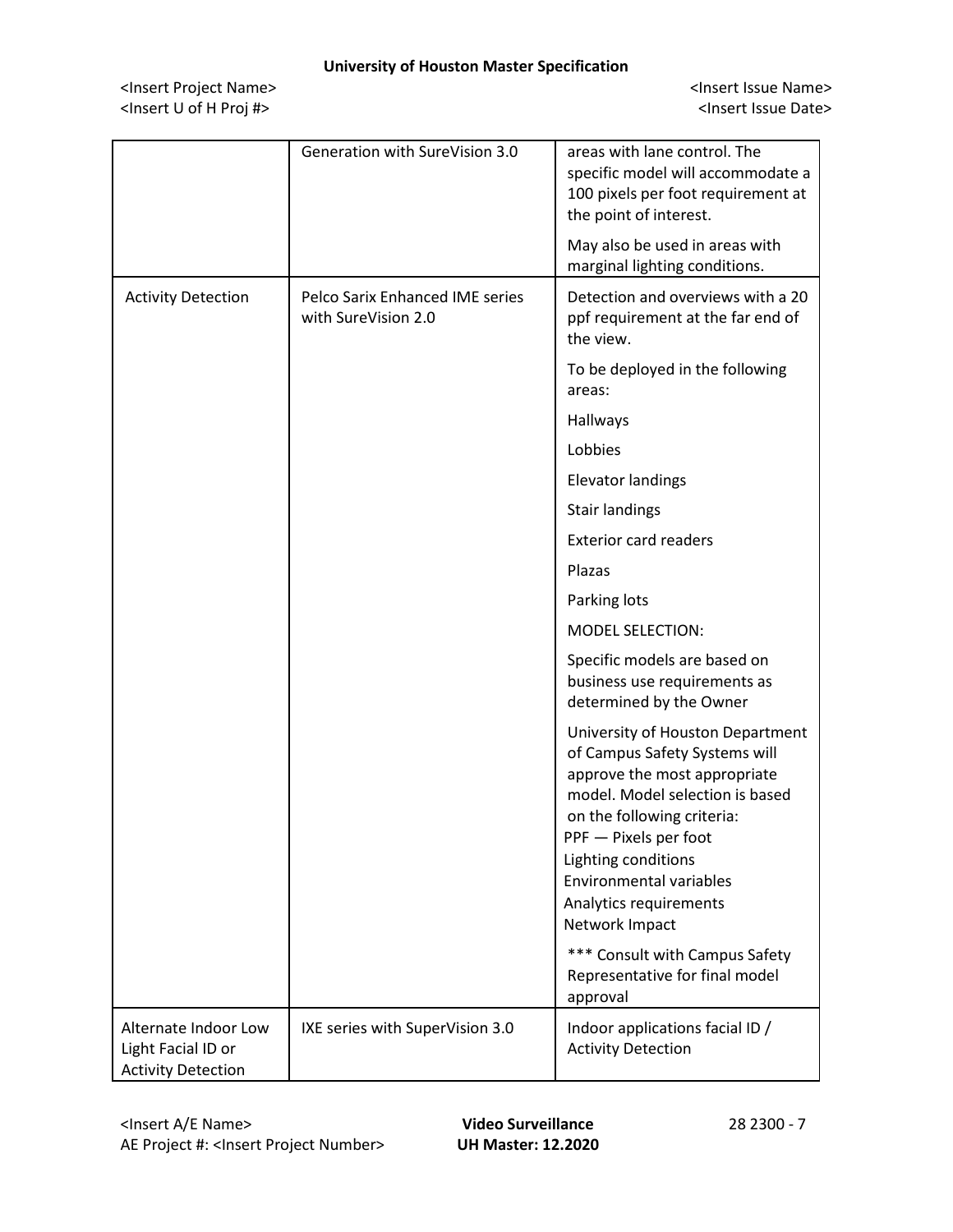| | | |
|---|---|---|
| | Generation with SureVision 3.0 | areas with lane control. The specific model will accommodate a 100 pixels per foot requirement at the point of interest.<br><br>May also be used in areas with marginal lighting conditions. |
| Activity Detection | Pelco Sarix Enhanced IME series with SureVision 2.0 | Detection and overviews with a 20 ppf requirement at the far end of the view.<br><br>To be deployed in the following areas:<br><br>Hallways<br><br>Lobbies<br><br>Elevator landings<br><br>Stair landings<br><br>Exterior card readers<br><br>Plazas<br><br>Parking lots<br><br>MODEL SELECTION:<br><br>Specific models are based on business use requirements as determined by the Owner<br><br>University of Houston Department of Campus Safety Systems will approve the most appropriate model. Model selection is based on the following criteria:<br>PPF — Pixels per foot<br>Lighting conditions<br>Environmental variables<br>Analytics requirements<br>Network Impact<br><br>*** Consult with Campus Safety Representative for final model approval |
| Alternate Indoor Low Light Facial ID or Activity Detection | IXE series with SuperVision 3.0 | Indoor applications facial ID / Activity Detection |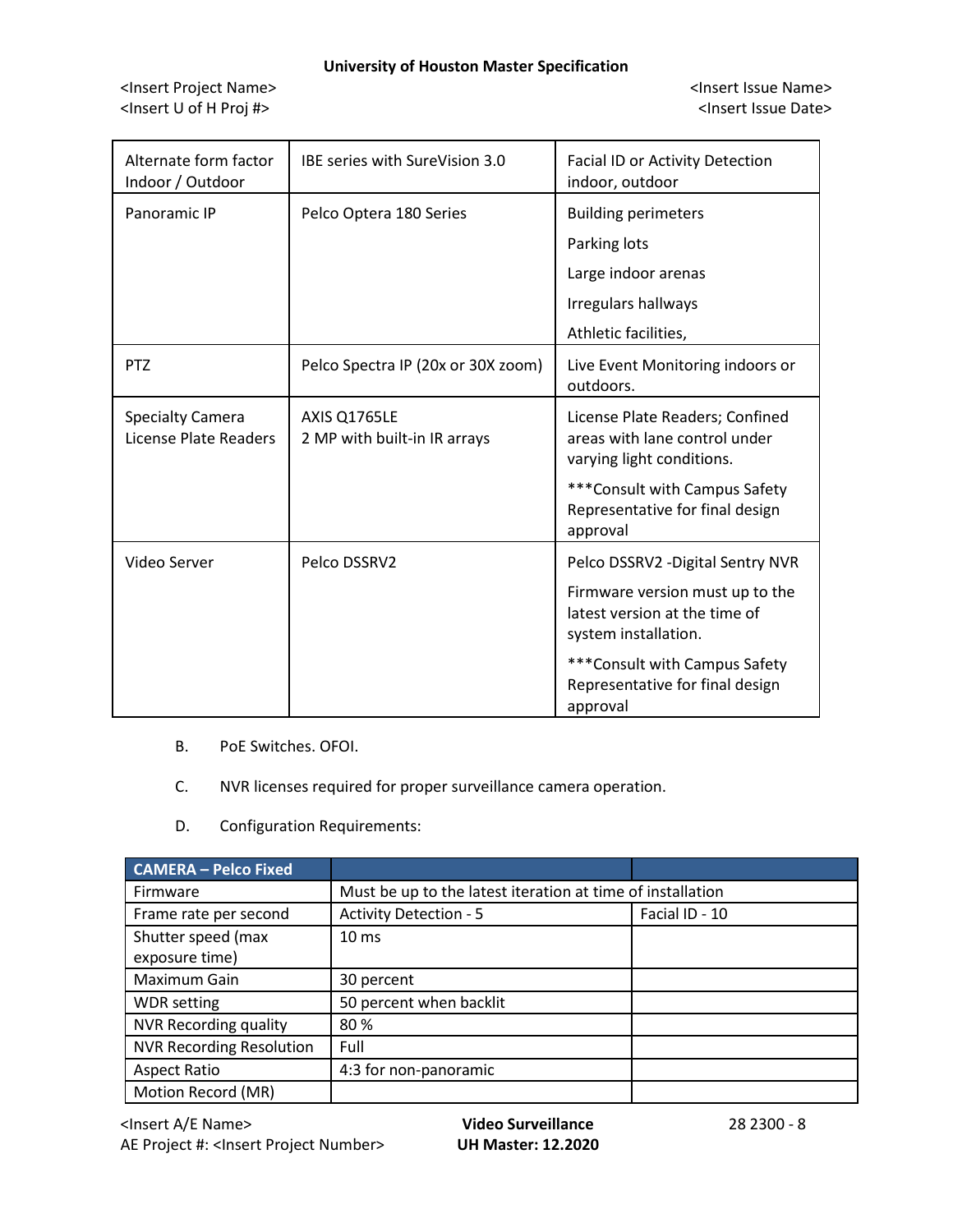| Alternate form factor Indoor / Outdoor | IBE series with SureVision 3.0 | Facial ID or Activity Detection indoor, outdoor |
|---|---|---|
| Panoramic IP | Pelco Optera 180 Series | Building perimeters<br>Parking lots<br>Large indoor arenas<br>Irregulars hallways<br>Athletic facilities, |
| PTZ | Pelco Spectra IP (20x or 30X zoom) | Live Event Monitoring indoors or outdoors. |
| Specialty Camera License Plate Readers | AXIS Q1765LE<br>2 MP with built-in IR arrays | License Plate Readers; Confined areas with lane control under varying light conditions.<br>***Consult with Campus Safety Representative for final design approval |
| Video Server | Pelco DSSRV2 | Pelco DSSRV2 -Digital Sentry NVR<br>Firmware version must up to the latest version at the time of system installation.<br>***Consult with Campus Safety Representative for final design approval |

B. PoE Switches. OFOI.

C. NVR licenses required for proper surveillance camera operation.

D. Configuration Requirements:

| CAMERA – Pelco Fixed | | |
|---|---|---|
| Firmware | Must be up to the latest iteration at time of installation | |
| Frame rate per second | Activity Detection - 5 | Facial ID - 10 |
| Shutter speed (max exposure time) | 10 ms | |
| Maximum Gain | 30 percent | |
| WDR setting | 50 percent when backlit | |
| NVR Recording quality | 80 % | |
| NVR Recording Resolution | Full | |
| Aspect Ratio | 4:3 for non-panoramic | |
| Motion Record (MR) | | |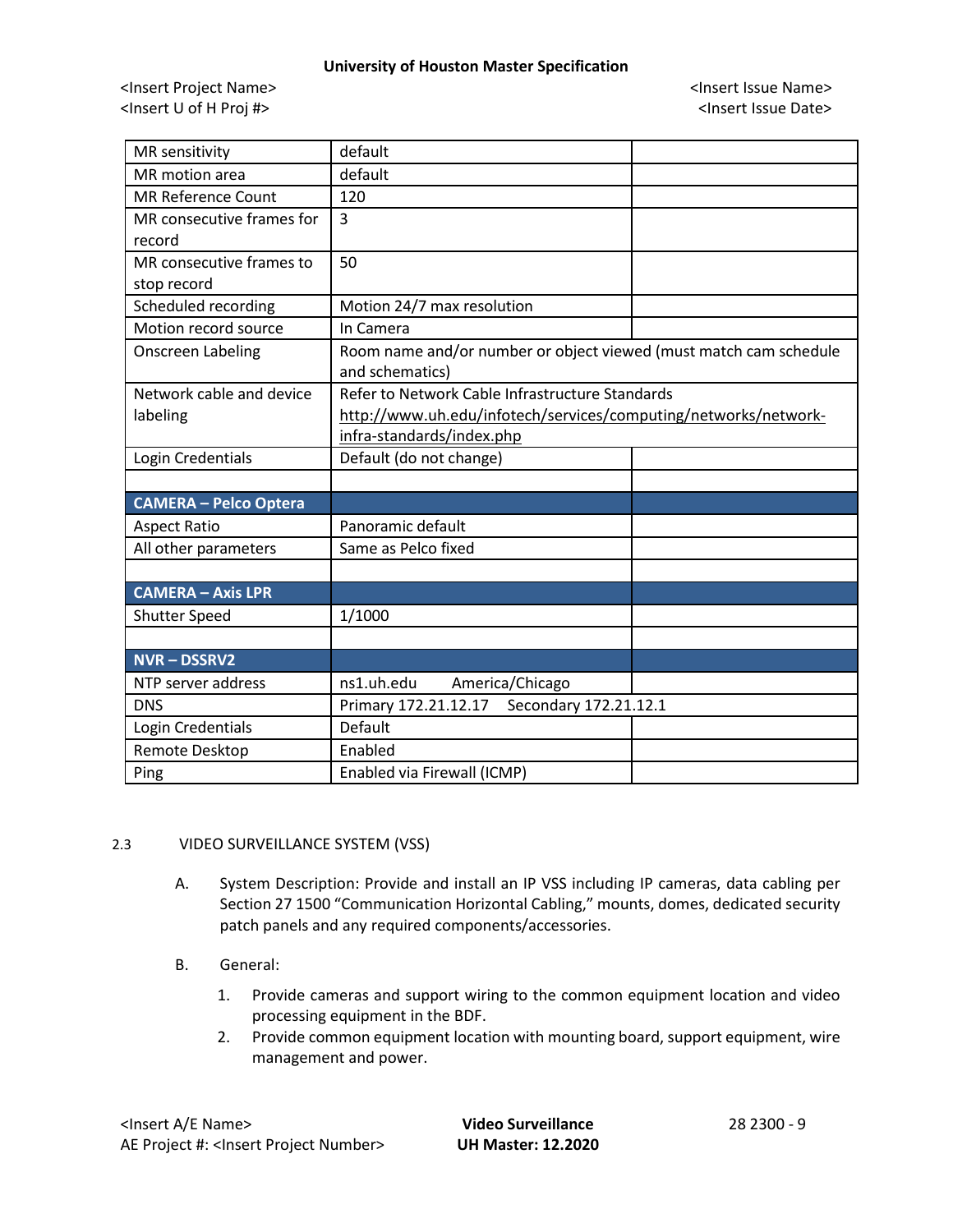| MR sensitivity | default | |
|---|---|---|
| MR motion area | default | |
| MR Reference Count | 120 | |
| MR consecutive frames for record | 3 | |
| MR consecutive frames to stop record | 50 | |
| Scheduled recording | Motion 24/7 max resolution | |
| Motion record source | In Camera | |
| Onscreen Labeling | Room name and/or number or object viewed (must match cam schedule and schematics) | |
| Network cable and device labeling | Refer to Network Cable Infrastructure Standards http://www.uh.edu/infotech/services/computing/networks/network-infra-standards/index.php | |
| Login Credentials | Default (do not change) | |
| | | |
| **CAMERA – Pelco Optera** | | |
| Aspect Ratio | Panoramic default | |
| All other parameters | Same as Pelco fixed | |
| | | |
| **CAMERA – Axis LPR** | | |
| Shutter Speed | 1/1000 | |
| | | |
| **NVR – DSSRV2** | | |
| NTP server address | ns1.uh.edu America/Chicago | |
| DNS | Primary 172.21.12.17 Secondary 172.21.12.1 | |
| Login Credentials | Default | |
| Remote Desktop | Enabled | |
| Ping | Enabled via Firewall (ICMP) | |

2.3 VIDEO SURVEILLANCE SYSTEM (VSS)

A. System Description: Provide and install an IP VSS including IP cameras, data cabling per Section 27 1500 "Communication Horizontal Cabling," mounts, domes, dedicated security patch panels and any required components/accessories.

B. General:

1. Provide cameras and support wiring to the common equipment location and video processing equipment in the BDF.
2. Provide common equipment location with mounting board, support equipment, wire management and power.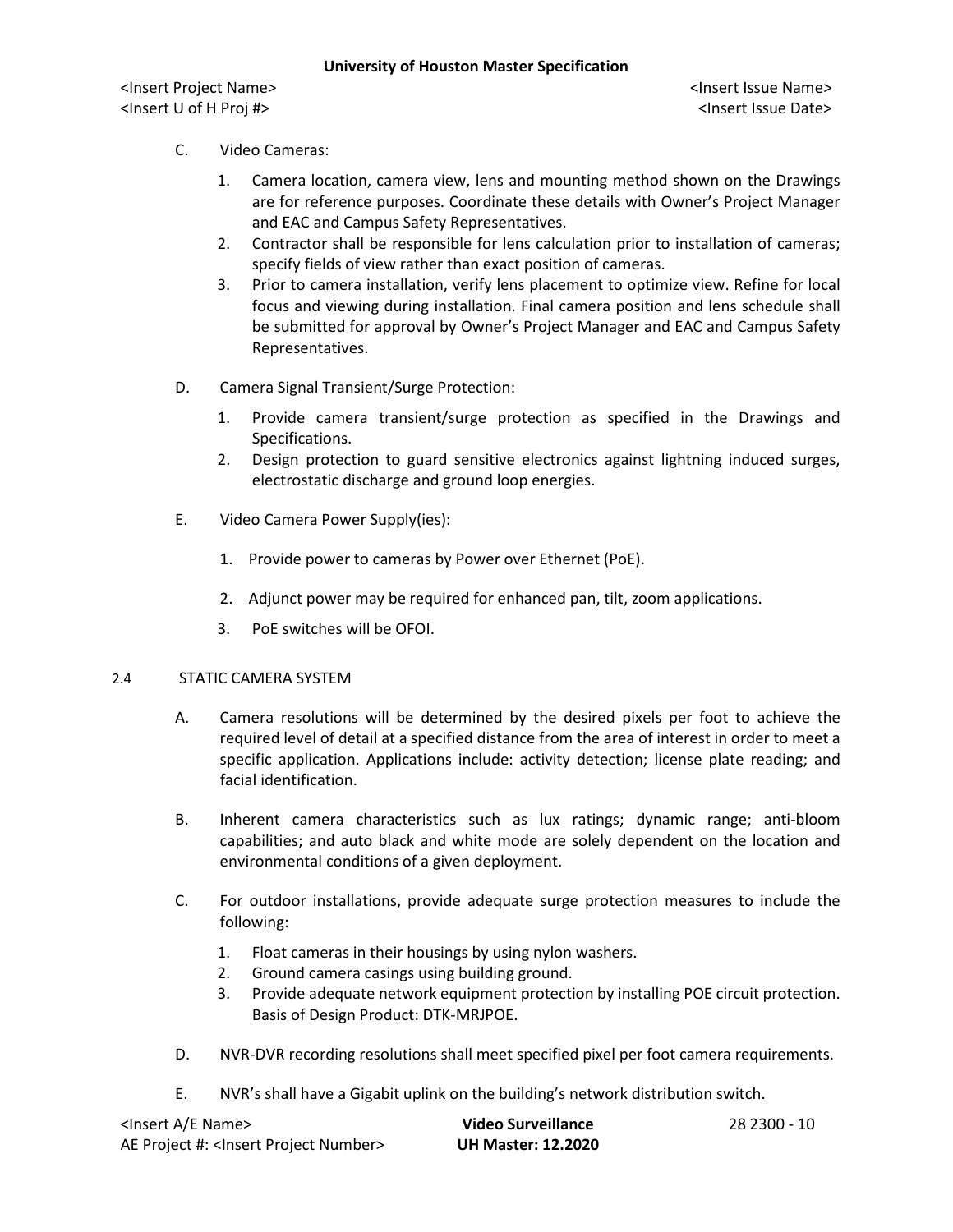C. Video Cameras:

1. Camera location, camera view, lens and mounting method shown on the Drawings are for reference purposes. Coordinate these details with Owner's Project Manager and EAC and Campus Safety Representatives.
2. Contractor shall be responsible for lens calculation prior to installation of cameras; specify fields of view rather than exact position of cameras.
3. Prior to camera installation, verify lens placement to optimize view. Refine for local focus and viewing during installation. Final camera position and lens schedule shall be submitted for approval by Owner's Project Manager and EAC and Campus Safety Representatives.

D. Camera Signal Transient/Surge Protection:

1. Provide camera transient/surge protection as specified in the Drawings and Specifications.
2. Design protection to guard sensitive electronics against lightning induced surges, electrostatic discharge and ground loop energies.

E. Video Camera Power Supply(ies):

1. Provide power to cameras by Power over Ethernet (PoE).
2. Adjunct power may be required for enhanced pan, tilt, zoom applications.
3. PoE switches will be OFOI.

## 2.4 STATIC CAMERA SYSTEM

A. Camera resolutions will be determined by the desired pixels per foot to achieve the required level of detail at a specified distance from the area of interest in order to meet a specific application. Applications include: activity detection; license plate reading; and facial identification.

B. Inherent camera characteristics such as lux ratings; dynamic range; anti-bloom capabilities; and auto black and white mode are solely dependent on the location and environmental conditions of a given deployment.

C. For outdoor installations, provide adequate surge protection measures to include the following:

1. Float cameras in their housings by using nylon washers.
2. Ground camera casings using building ground.
3. Provide adequate network equipment protection by installing POE circuit protection. Basis of Design Product: DTK-MRJPOE.

D. NVR-DVR recording resolutions shall meet specified pixel per foot camera requirements.

E. NVR's shall have a Gigabit uplink on the building's network distribution switch.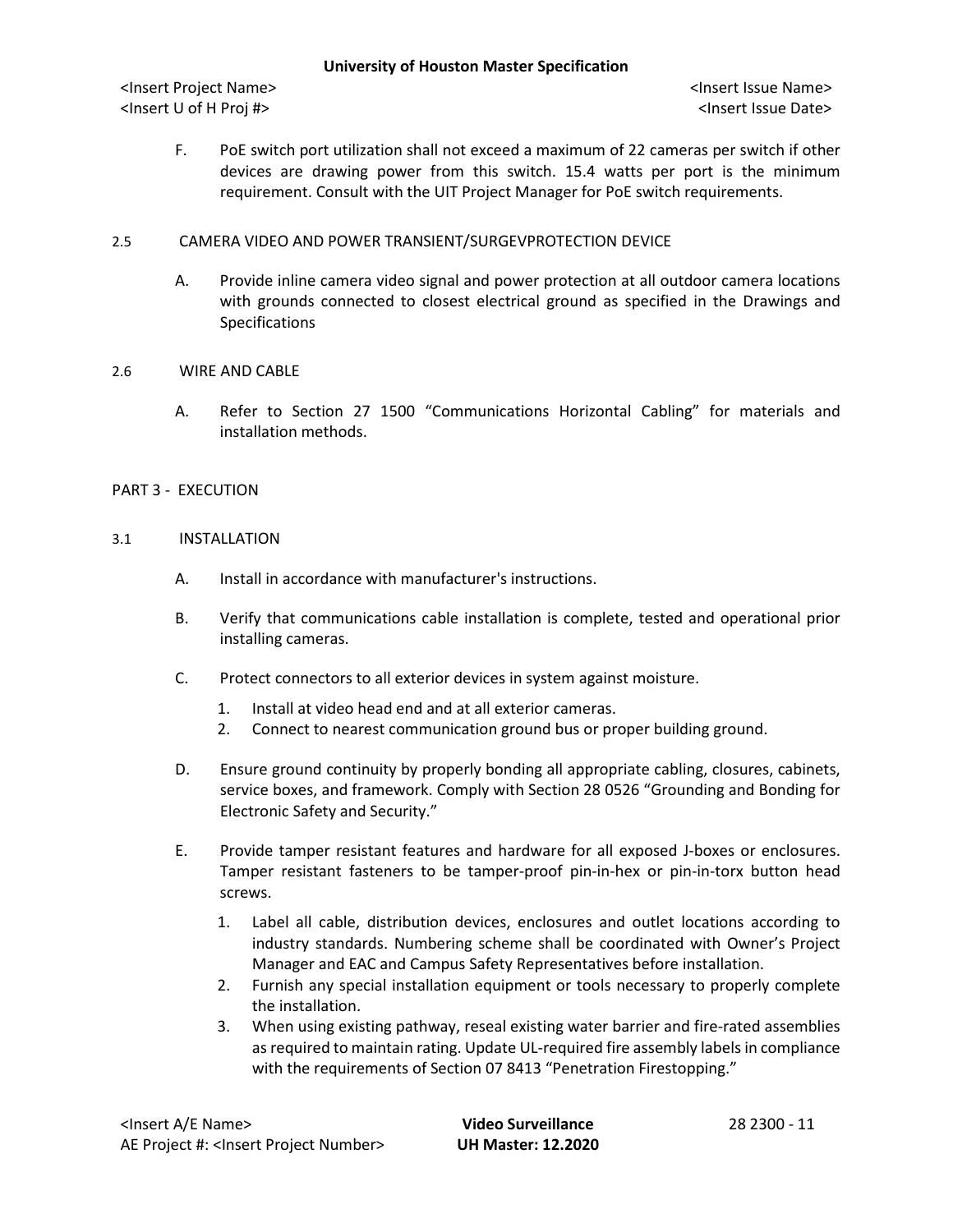F. PoE switch port utilization shall not exceed a maximum of 22 cameras per switch if other devices are drawing power from this switch. 15.4 watts per port is the minimum requirement. Consult with the UIT Project Manager for PoE switch requirements.

## 2.5 CAMERA VIDEO AND POWER TRANSIENT/SURGEVPROTECTION DEVICE

A. Provide inline camera video signal and power protection at all outdoor camera locations with grounds connected to closest electrical ground as specified in the Drawings and Specifications

## 2.6 WIRE AND CABLE

A. Refer to Section 27 1500 "Communications Horizontal Cabling" for materials and installation methods.

# PART 3 - EXECUTION

## 3.1 INSTALLATION

A. Install in accordance with manufacturer's instructions.

B. Verify that communications cable installation is complete, tested and operational prior installing cameras.

C. Protect connectors to all exterior devices in system against moisture.

1. Install at video head end and at all exterior cameras.
2. Connect to nearest communication ground bus or proper building ground.

D. Ensure ground continuity by properly bonding all appropriate cabling, closures, cabinets, service boxes, and framework. Comply with Section 28 0526 "Grounding and Bonding for Electronic Safety and Security."

E. Provide tamper resistant features and hardware for all exposed J-boxes or enclosures. Tamper resistant fasteners to be tamper-proof pin-in-hex or pin-in-torx button head screws.

1. Label all cable, distribution devices, enclosures and outlet locations according to industry standards. Numbering scheme shall be coordinated with Owner's Project Manager and EAC and Campus Safety Representatives before installation.
2. Furnish any special installation equipment or tools necessary to properly complete the installation.
3. When using existing pathway, reseal existing water barrier and fire-rated assemblies as required to maintain rating. Update UL-required fire assembly labels in compliance with the requirements of Section 07 8413 "Penetration Firestopping."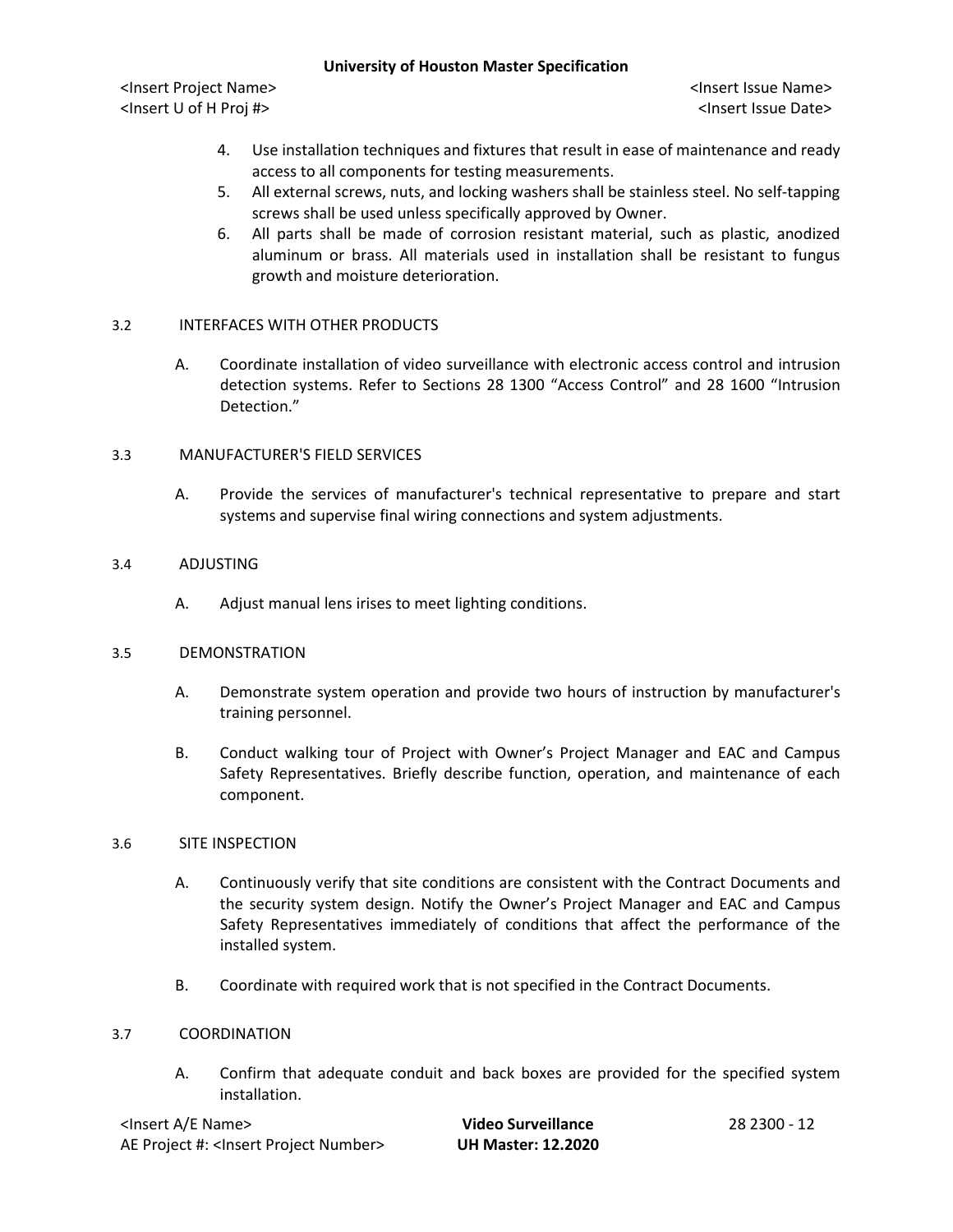4. Use installation techniques and fixtures that result in ease of maintenance and ready access to all components for testing measurements.
5. All external screws, nuts, and locking washers shall be stainless steel. No self-tapping screws shall be used unless specifically approved by Owner.
6. All parts shall be made of corrosion resistant material, such as plastic, anodized aluminum or brass. All materials used in installation shall be resistant to fungus growth and moisture deterioration.

## 3.2 INTERFACES WITH OTHER PRODUCTS

A. Coordinate installation of video surveillance with electronic access control and intrusion detection systems. Refer to Sections 28 1300 "Access Control" and 28 1600 "Intrusion Detection."

## 3.3 MANUFACTURER'S FIELD SERVICES

A. Provide the services of manufacturer's technical representative to prepare and start systems and supervise final wiring connections and system adjustments.

## 3.4 ADJUSTING

A. Adjust manual lens irises to meet lighting conditions.

## 3.5 DEMONSTRATION

A. Demonstrate system operation and provide two hours of instruction by manufacturer's training personnel.

B. Conduct walking tour of Project with Owner's Project Manager and EAC and Campus Safety Representatives. Briefly describe function, operation, and maintenance of each component.

## 3.6 SITE INSPECTION

A. Continuously verify that site conditions are consistent with the Contract Documents and the security system design. Notify the Owner's Project Manager and EAC and Campus Safety Representatives immediately of conditions that affect the performance of the installed system.

B. Coordinate with required work that is not specified in the Contract Documents.

## 3.7 COORDINATION

A. Confirm that adequate conduit and back boxes are provided for the specified system installation.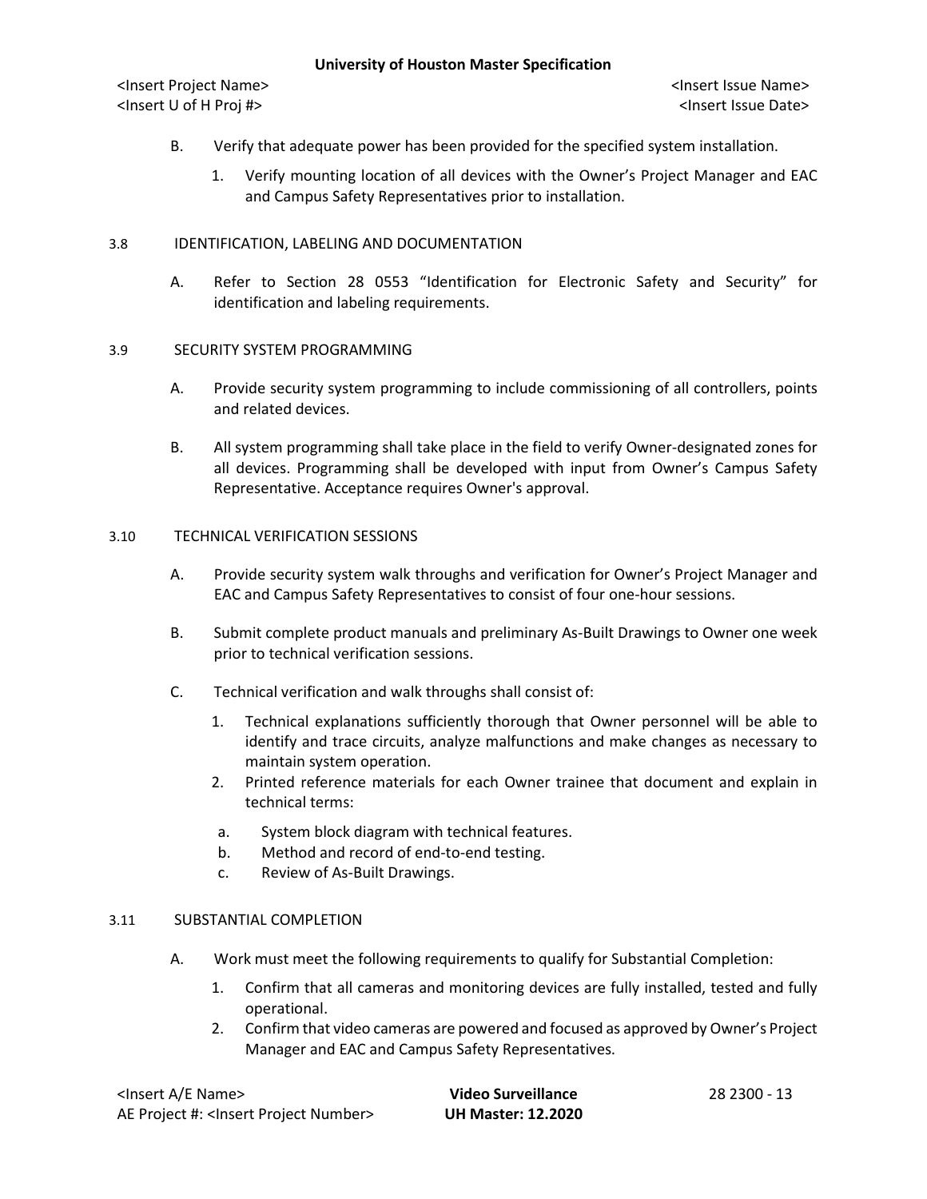B. Verify that adequate power has been provided for the specified system installation.

1. Verify mounting location of all devices with the Owner's Project Manager and EAC and Campus Safety Representatives prior to installation.

## 3.8 IDENTIFICATION, LABELING AND DOCUMENTATION

A. Refer to Section 28 0553 "Identification for Electronic Safety and Security" for identification and labeling requirements.

## 3.9 SECURITY SYSTEM PROGRAMMING

A. Provide security system programming to include commissioning of all controllers, points and related devices.

B. All system programming shall take place in the field to verify Owner-designated zones for all devices. Programming shall be developed with input from Owner's Campus Safety Representative. Acceptance requires Owner's approval.

## 3.10 TECHNICAL VERIFICATION SESSIONS

A. Provide security system walk throughs and verification for Owner's Project Manager and EAC and Campus Safety Representatives to consist of four one-hour sessions.

B. Submit complete product manuals and preliminary As-Built Drawings to Owner one week prior to technical verification sessions.

C. Technical verification and walk throughs shall consist of:

1. Technical explanations sufficiently thorough that Owner personnel will be able to identify and trace circuits, analyze malfunctions and make changes as necessary to maintain system operation.
2. Printed reference materials for each Owner trainee that document and explain in technical terms:
   a. System block diagram with technical features.
   b. Method and record of end-to-end testing.
   c. Review of As-Built Drawings.

## 3.11 SUBSTANTIAL COMPLETION

A. Work must meet the following requirements to qualify for Substantial Completion:

1. Confirm that all cameras and monitoring devices are fully installed, tested and fully operational.
2. Confirm that video cameras are powered and focused as approved by Owner's Project Manager and EAC and Campus Safety Representatives.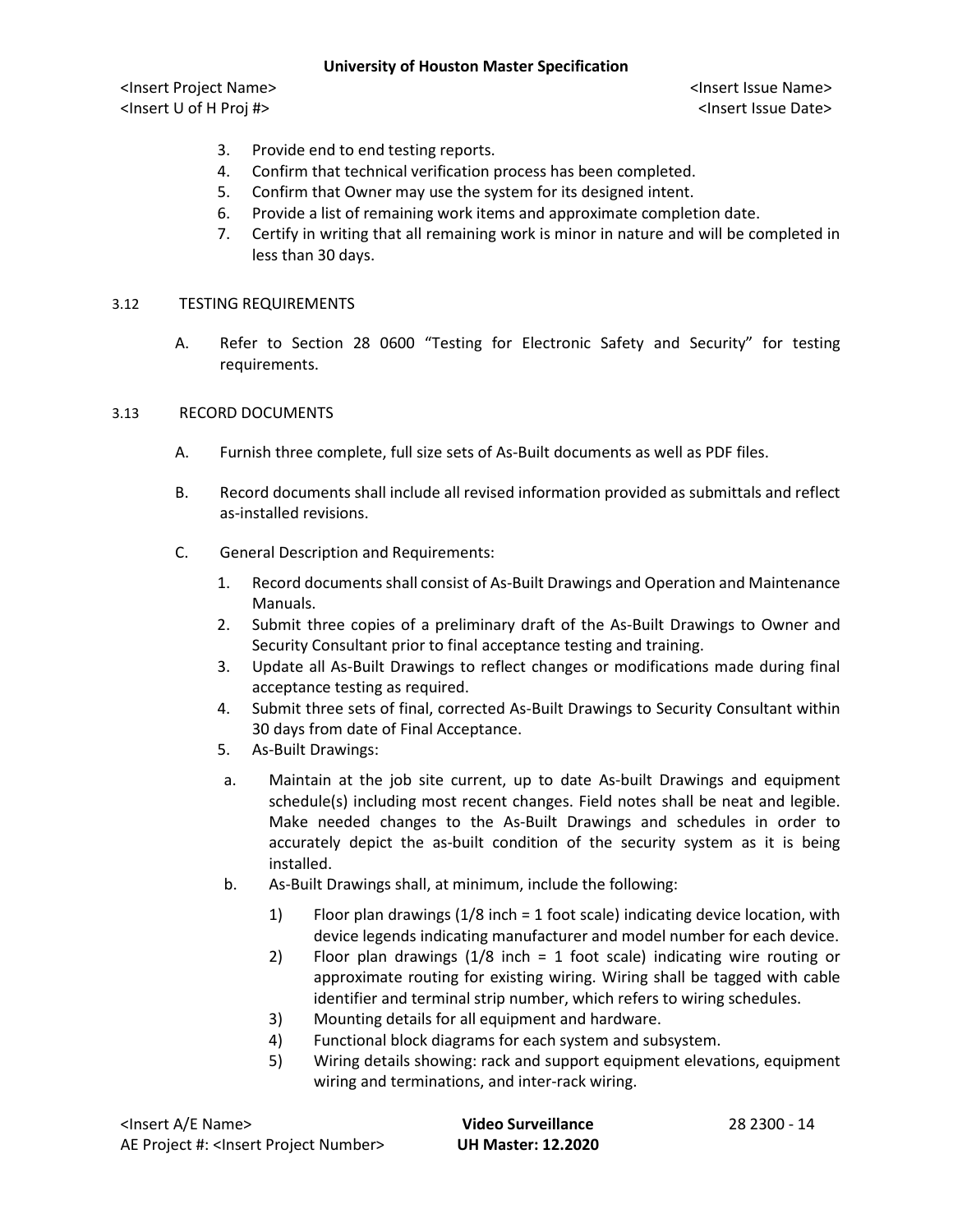3. Provide end to end testing reports.
4. Confirm that technical verification process has been completed.
5. Confirm that Owner may use the system for its designed intent.
6. Provide a list of remaining work items and approximate completion date.
7. Certify in writing that all remaining work is minor in nature and will be completed in less than 30 days.

## 3.12 TESTING REQUIREMENTS

A. Refer to Section 28 0600 “Testing for Electronic Safety and Security” for testing requirements.

## 3.13 RECORD DOCUMENTS

A. Furnish three complete, full size sets of As-Built documents as well as PDF files.

B. Record documents shall include all revised information provided as submittals and reflect as-installed revisions.

C. General Description and Requirements:

1. Record documents shall consist of As-Built Drawings and Operation and Maintenance Manuals.
2. Submit three copies of a preliminary draft of the As-Built Drawings to Owner and Security Consultant prior to final acceptance testing and training.
3. Update all As-Built Drawings to reflect changes or modifications made during final acceptance testing as required.
4. Submit three sets of final, corrected As-Built Drawings to Security Consultant within 30 days from date of Final Acceptance.
5. As-Built Drawings:

   a. Maintain at the job site current, up to date As-built Drawings and equipment schedule(s) including most recent changes. Field notes shall be neat and legible. Make needed changes to the As-Built Drawings and schedules in order to accurately depict the as-built condition of the security system as it is being installed.

   b. As-Built Drawings shall, at minimum, include the following:

      1) Floor plan drawings (1/8 inch = 1 foot scale) indicating device location, with device legends indicating manufacturer and model number for each device.
      2) Floor plan drawings (1/8 inch = 1 foot scale) indicating wire routing or approximate routing for existing wiring. Wiring shall be tagged with cable identifier and terminal strip number, which refers to wiring schedules.
      3) Mounting details for all equipment and hardware.
      4) Functional block diagrams for each system and subsystem.
      5) Wiring details showing: rack and support equipment elevations, equipment wiring and terminations, and inter-rack wiring.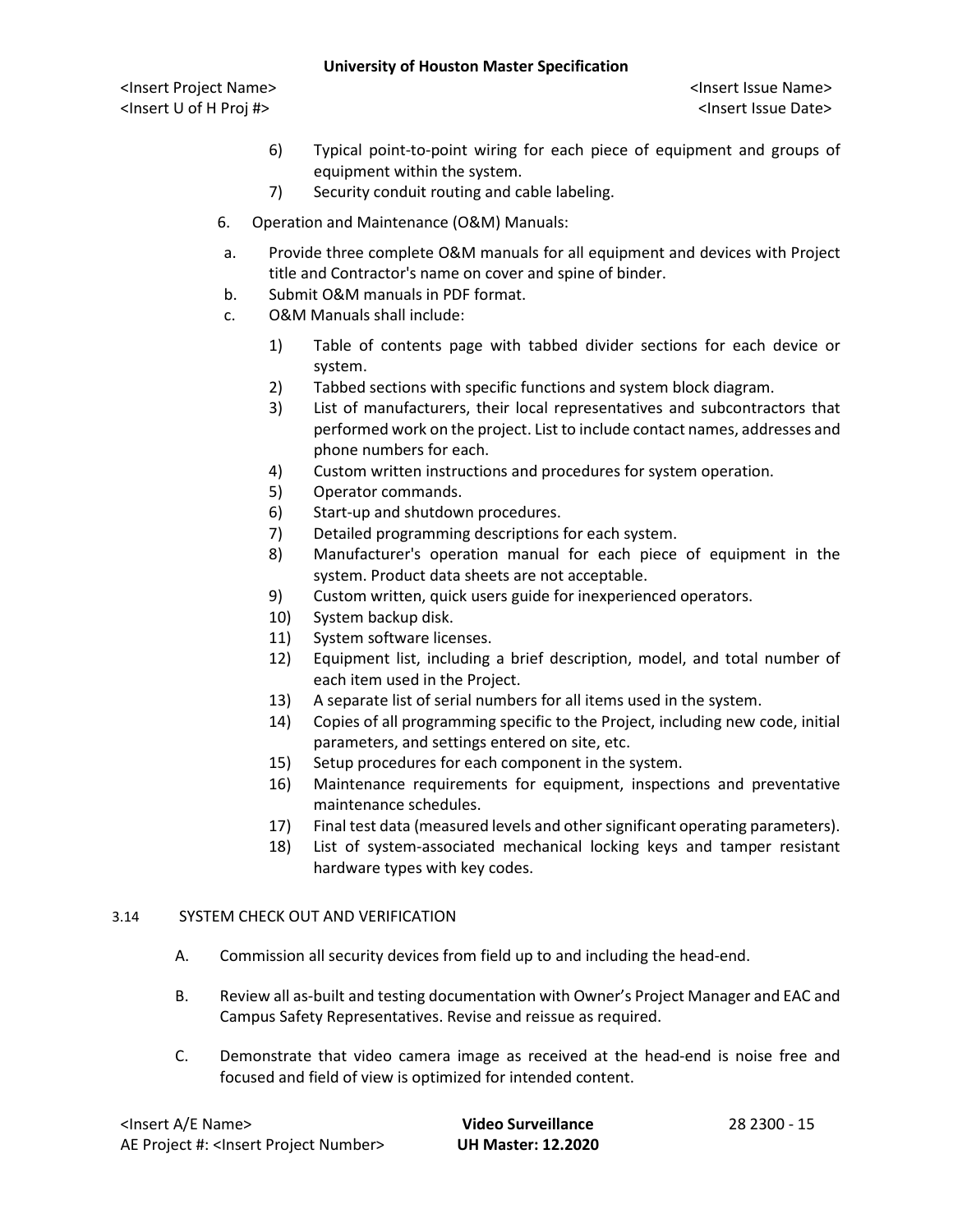6) Typical point-to-point wiring for each piece of equipment and groups of equipment within the system.
7) Security conduit routing and cable labeling.

6. Operation and Maintenance (O&M) Manuals:

a. Provide three complete O&M manuals for all equipment and devices with Project title and Contractor's name on cover and spine of binder.
b. Submit O&M manuals in PDF format.
c. O&M Manuals shall include:

1) Table of contents page with tabbed divider sections for each device or system.
2) Tabbed sections with specific functions and system block diagram.
3) List of manufacturers, their local representatives and subcontractors that performed work on the project. List to include contact names, addresses and phone numbers for each.
4) Custom written instructions and procedures for system operation.
5) Operator commands.
6) Start-up and shutdown procedures.
7) Detailed programming descriptions for each system.
8) Manufacturer's operation manual for each piece of equipment in the system. Product data sheets are not acceptable.
9) Custom written, quick users guide for inexperienced operators.
10) System backup disk.
11) System software licenses.
12) Equipment list, including a brief description, model, and total number of each item used in the Project.
13) A separate list of serial numbers for all items used in the system.
14) Copies of all programming specific to the Project, including new code, initial parameters, and settings entered on site, etc.
15) Setup procedures for each component in the system.
16) Maintenance requirements for equipment, inspections and preventative maintenance schedules.
17) Final test data (measured levels and other significant operating parameters).
18) List of system-associated mechanical locking keys and tamper resistant hardware types with key codes.

3.14 SYSTEM CHECK OUT AND VERIFICATION

A. Commission all security devices from field up to and including the head-end.

B. Review all as-built and testing documentation with Owner's Project Manager and EAC and Campus Safety Representatives. Revise and reissue as required.

C. Demonstrate that video camera image as received at the head-end is noise free and focused and field of view is optimized for intended content.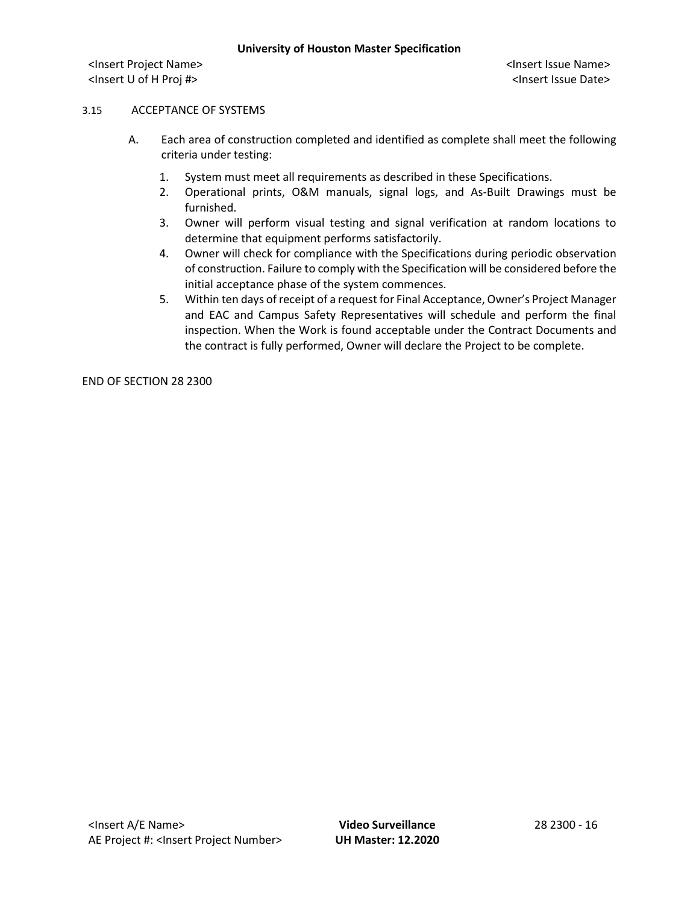3.15 ACCEPTANCE OF SYSTEMS

A. Each area of construction completed and identified as complete shall meet the following criteria under testing:

1. System must meet all requirements as described in these Specifications.
2. Operational prints, O&M manuals, signal logs, and As-Built Drawings must be furnished.
3. Owner will perform visual testing and signal verification at random locations to determine that equipment performs satisfactorily.
4. Owner will check for compliance with the Specifications during periodic observation of construction. Failure to comply with the Specification will be considered before the initial acceptance phase of the system commences.
5. Within ten days of receipt of a request for Final Acceptance, Owner's Project Manager and EAC and Campus Safety Representatives will schedule and perform the final inspection. When the Work is found acceptable under the Contract Documents and the contract is fully performed, Owner will declare the Project to be complete.

END OF SECTION 28 2300